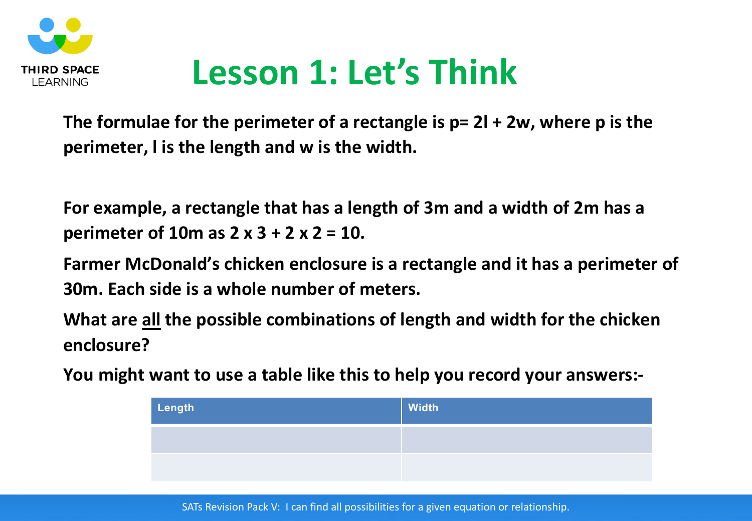# Lesson 1: Let's Think

**The formulae for the perimeter of a rectangle is $p = 2l + 2w$, where p is the perimeter, l is the length and w is the width.**

**For example, a rectangle that has a length of 3m and a width of 2m has a perimeter of 10m as $2 \times 3 + 2 \times 2 = 10$.**

**Farmer McDonald's chicken enclosure is a rectangle and it has a perimeter of 30m. Each side is a whole number of meters.**

**What are <u>all</u> the possible combinations of length and width for the chicken enclosure?**

**You might want to use a table like this to help you record your answers:-**

| Length | Width |
| --- | --- |
| | |
| | |

SATs Revision Pack V: I can find all possibilities for a given equation or relationship.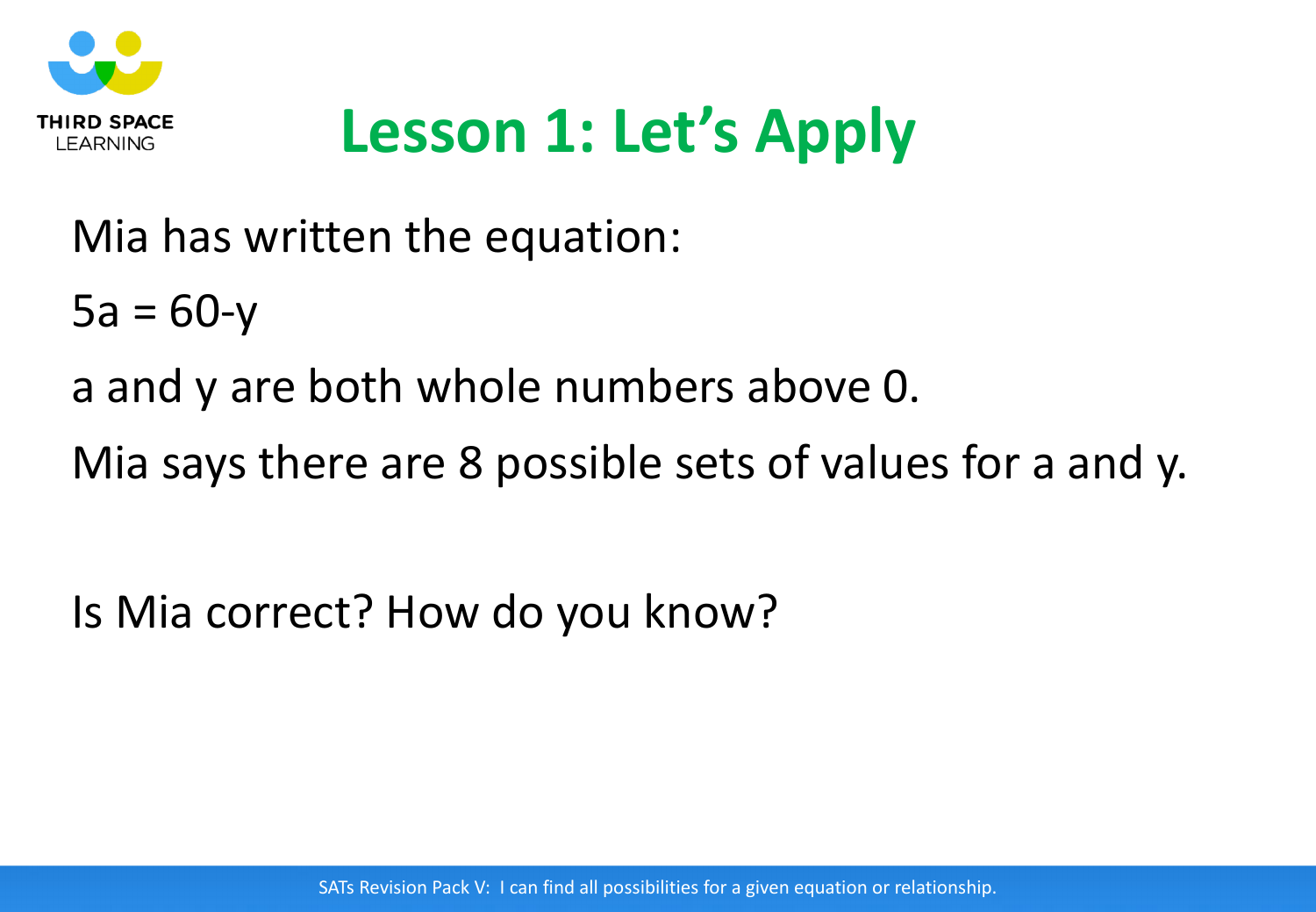# Lesson 1: Let's Apply

Mia has written the equation:

$5a = 60 - y$

a and y are both whole numbers above 0.

Mia says there are 8 possible sets of values for a and y.

Is Mia correct? How do you know?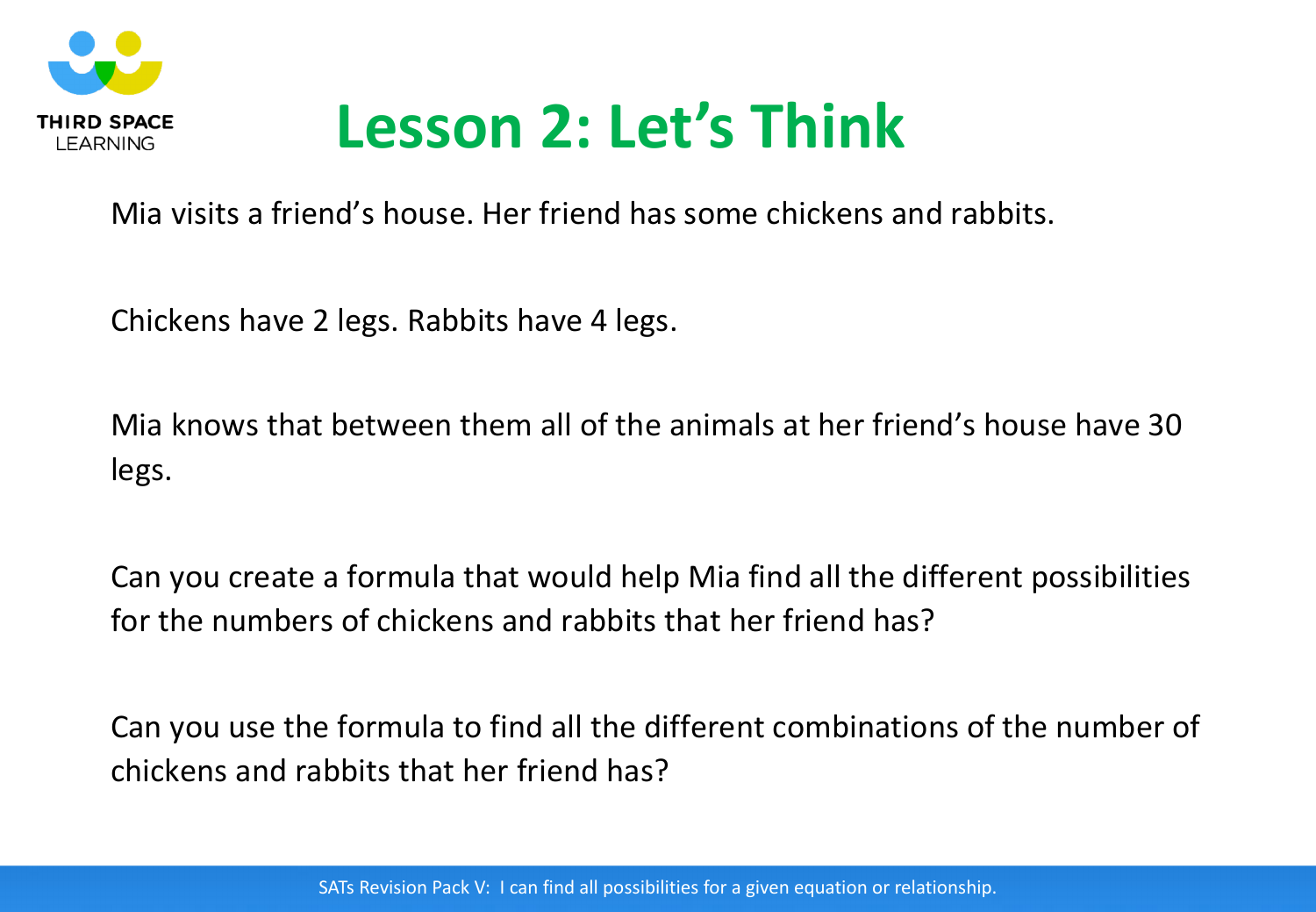# Lesson 2: Let's Think

Mia visits a friend's house. Her friend has some chickens and rabbits.

Chickens have 2 legs. Rabbits have 4 legs.

Mia knows that between them all of the animals at her friend's house have 30 legs.

Can you create a formula that would help Mia find all the different possibilities for the numbers of chickens and rabbits that her friend has?

Can you use the formula to find all the different combinations of the number of chickens and rabbits that her friend has?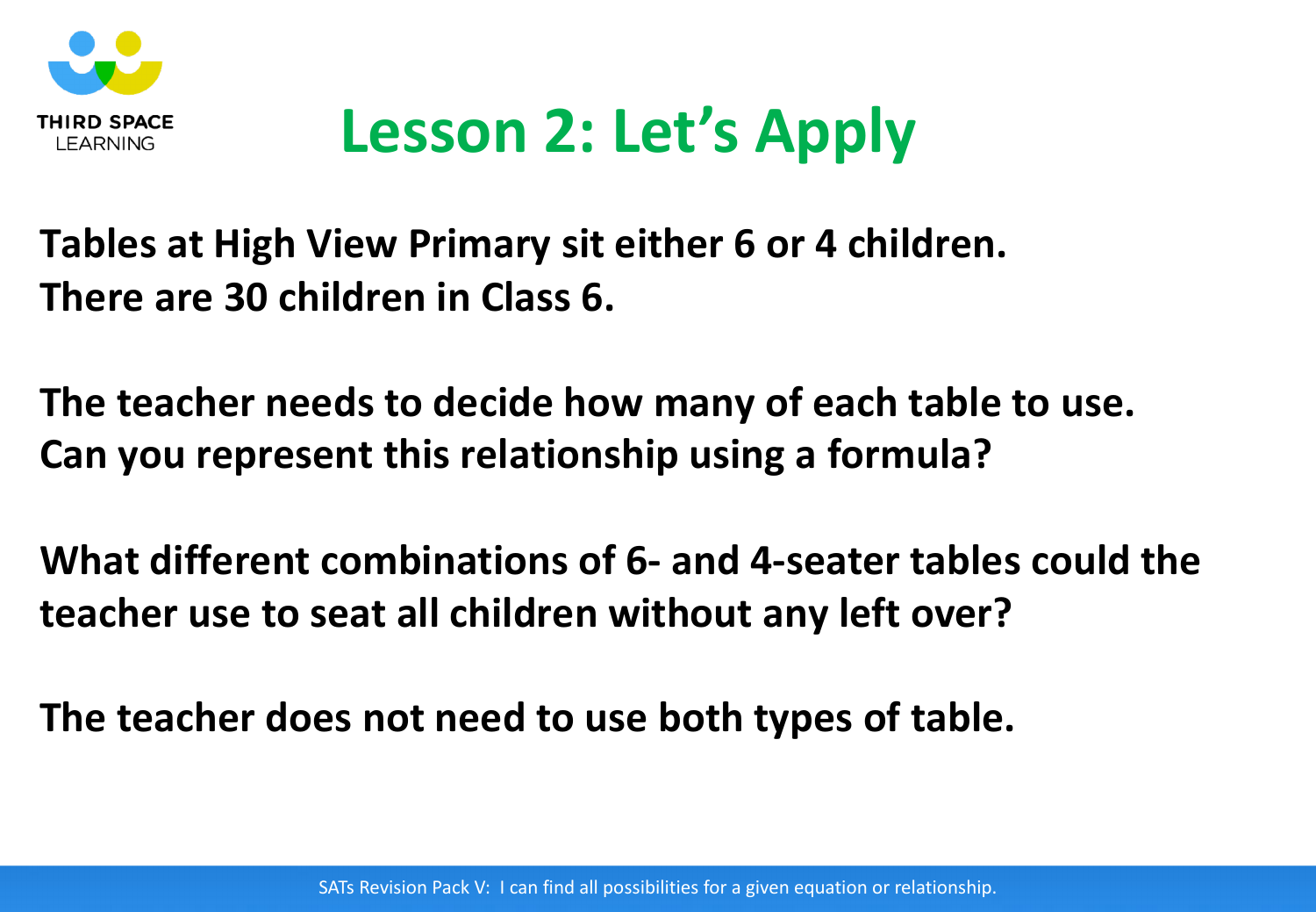# Lesson 2: Let's Apply

**Tables at High View Primary sit either 6 or 4 children.**
**There are 30 children in Class 6.**

**The teacher needs to decide how many of each table to use.**
**Can you represent this relationship using a formula?**

**What different combinations of 6- and 4-seater tables could the teacher use to seat all children without any left over?**

**The teacher does not need to use both types of table.**